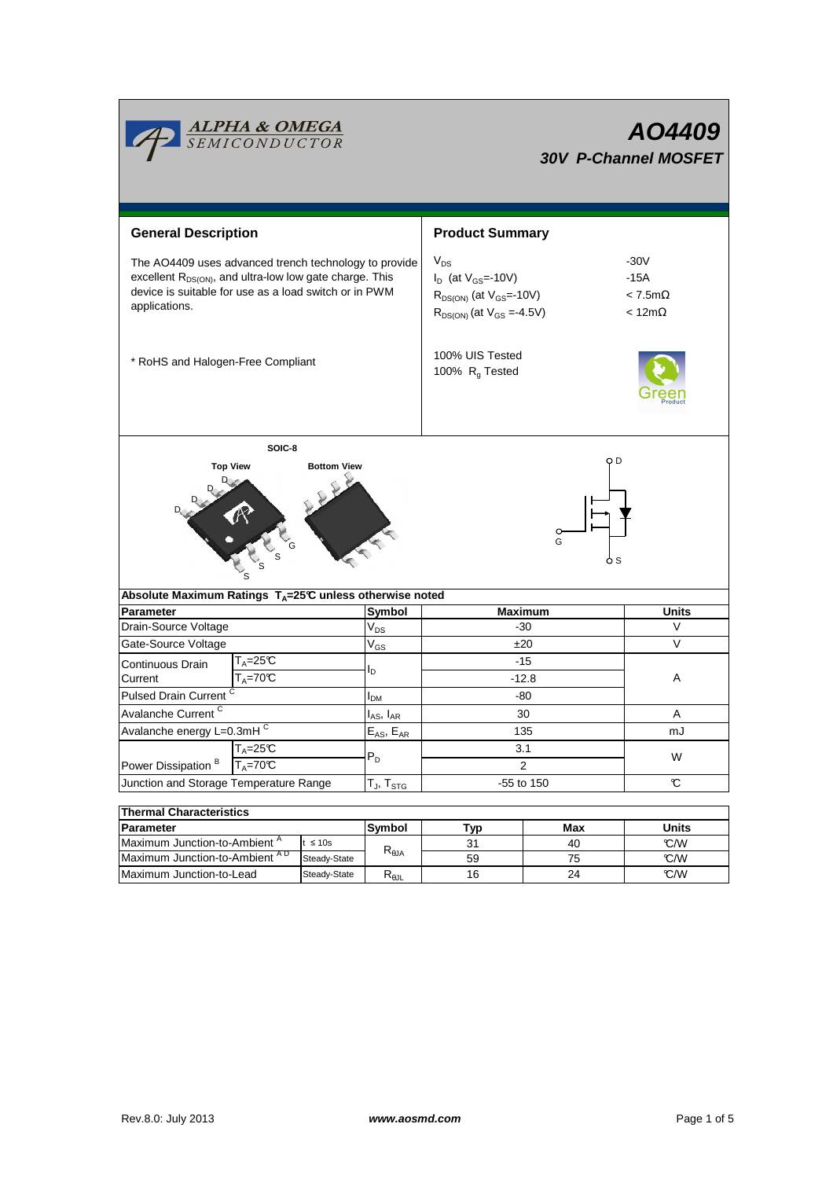ALPHA & OMEGA SEMICONDUCTOR

# AO4409

## 30V P-Channel MOSFET

## General Description

The AO4409 uses advanced trench technology to provide excellent $R_{DS(ON)}$, and ultra-low low gate charge. This device is suitable for use as a load switch or in PWM applications.

* RoHS and Halogen-Free Compliant

## Product Summary

| | |
|---|---|
| $V_{DS}$ | -30V |
| $I_D$ (at $V_{GS}$=-10V) | -15A |
| $R_{DS(ON)}$ (at $V_{GS}$=-10V) | < 7.5mΩ |
| $R_{DS(ON)}$ (at $V_{GS}$ =-4.5V) | < 12mΩ |

100% UIS Tested
100% $R_g$ Tested

SOIC-8

Top View    Bottom View

D D D D G S S S

D G S

**Absolute Maximum Ratings $T_A$=25℃ unless otherwise noted**

| Parameter | | Symbol | Maximum | Units |
|---|---|---|---|---|
| Drain-Source Voltage | | $V_{DS}$ | -30 | V |
| Gate-Source Voltage | | $V_{GS}$ | ±20 | V |
| Continuous Drain Current | $T_A$=25℃ | $I_D$ | -15 | A |
| | $T_A$=70℃ | | -12.8 | |
| Pulsed Drain Current [C] | | $I_{DM}$ | -80 | |
| Avalanche Current [C] | | $I_{AS}$, $I_{AR}$ | 30 | A |
| Avalanche energy L=0.3mH [C] | | $E_{AS}$, $E_{AR}$ | 135 | mJ |
| Power Dissipation [B] | $T_A$=25℃ | $P_D$ | 3.1 | W |
| | $T_A$=70℃ | | 2 | |
| Junction and Storage Temperature Range | | $T_J$, $T_{STG}$ | -55 to 150 | ℃ |

**Thermal Characteristics**

| Parameter | | Symbol | Typ | Max | Units |
|---|---|---|---|---|---|
| Maximum Junction-to-Ambient [A] | t ≤ 10s | $R_{θJA}$ | 31 | 40 | ℃/W |
| Maximum Junction-to-Ambient [A D] | Steady-State | | 59 | 75 | ℃/W |
| Maximum Junction-to-Lead | Steady-State | $R_{θJL}$ | 16 | 24 | ℃/W |

Rev.8.0: July 2013    www.aosmd.com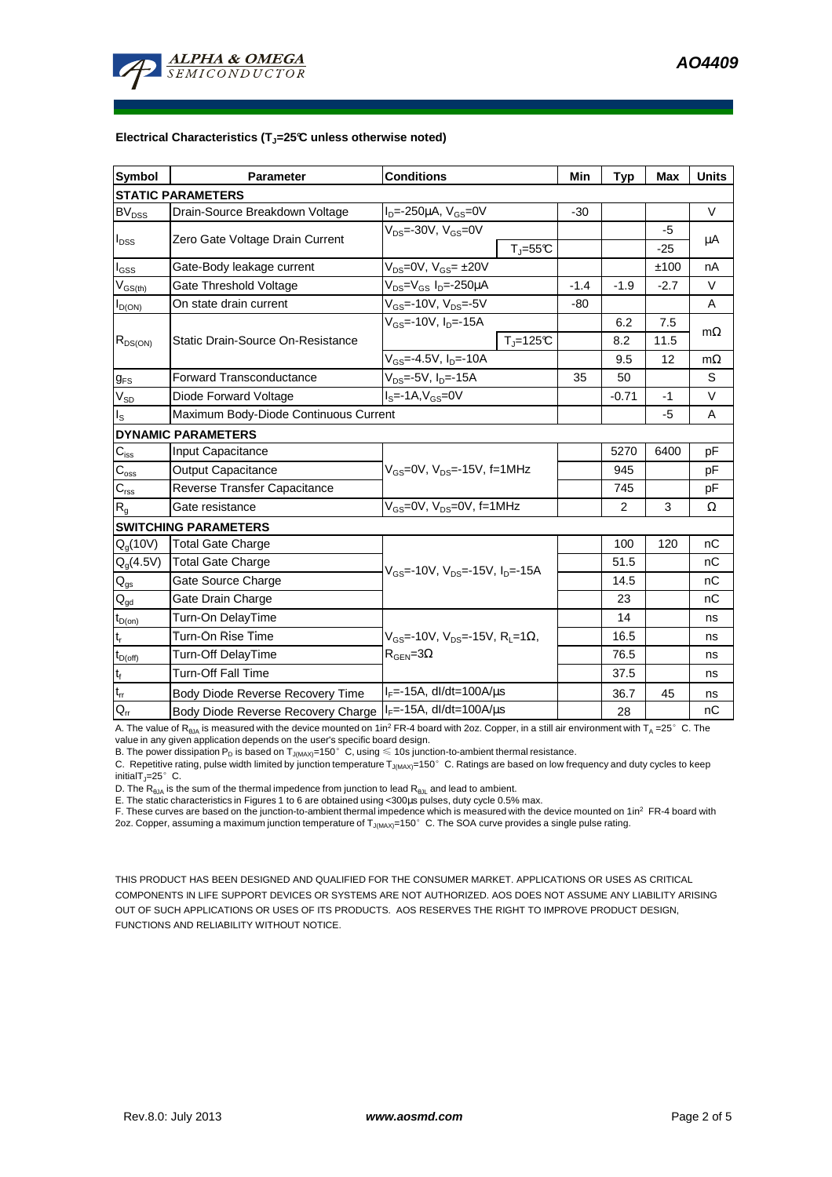#### Electrical Characteristics ($T_J$=25°C unless otherwise noted)

| Symbol | Parameter | Conditions | | Min | Typ | Max | Units |
|---|---|---|---|---|---|---|---|
| **STATIC PARAMETERS** | | | | | | | |
| $BV_{DSS}$ | Drain-Source Breakdown Voltage | $I_D$=-250µA, $V_{GS}$=0V | | -30 | | | V |
| $I_{DSS}$ | Zero Gate Voltage Drain Current | $V_{DS}$=-30V, $V_{GS}$=0V | | | | -5 | µA |
| | | | $T_J$=55°C | | | -25 | |
| $I_{GSS}$ | Gate-Body leakage current | $V_{DS}$=0V, $V_{GS}$= ±20V | | | | ±100 | nA |
| $V_{GS(th)}$ | Gate Threshold Voltage | $V_{DS}$=$V_{GS}$ $I_D$=-250µA | | -1.4 | -1.9 | -2.7 | V |
| $I_{D(ON)}$ | On state drain current | $V_{GS}$=-10V, $V_{DS}$=-5V | | -80 | | | A |
| $R_{DS(ON)}$ | Static Drain-Source On-Resistance | $V_{GS}$=-10V, $I_D$=-15A | | | 6.2 | 7.5 | mΩ |
| | | | $T_J$=125°C | | 8.2 | 11.5 | |
| | | $V_{GS}$=-4.5V, $I_D$=-10A | | | 9.5 | 12 | mΩ |
| $g_{FS}$ | Forward Transconductance | $V_{DS}$=-5V, $I_D$=-15A | | 35 | 50 | | S |
| $V_{SD}$ | Diode Forward Voltage | $I_S$=-1A,$V_{GS}$=0V | | | -0.71 | -1 | V |
| $I_S$ | Maximum Body-Diode Continuous Current | | | | | -5 | A |
| **DYNAMIC PARAMETERS** | | | | | | | |
| $C_{iss}$ | Input Capacitance | $V_{GS}$=0V, $V_{DS}$=-15V, f=1MHz | | | 5270 | 6400 | pF |
| $C_{oss}$ | Output Capacitance | | | | 945 | | pF |
| $C_{rss}$ | Reverse Transfer Capacitance | | | | 745 | | pF |
| $R_g$ | Gate resistance | $V_{GS}$=0V, $V_{DS}$=0V, f=1MHz | | | 2 | 3 | Ω |
| **SWITCHING PARAMETERS** | | | | | | | |
| $Q_g$(10V) | Total Gate Charge | $V_{GS}$=-10V, $V_{DS}$=-15V, $I_D$=-15A | | | 100 | 120 | nC |
| $Q_g$(4.5V) | Total Gate Charge | | | | 51.5 | | nC |
| $Q_{gs}$ | Gate Source Charge | | | | 14.5 | | nC |
| $Q_{gd}$ | Gate Drain Charge | | | | 23 | | nC |
| $t_{D(on)}$ | Turn-On DelayTime | $V_{GS}$=-10V, $V_{DS}$=-15V, $R_L$=1Ω, $R_{GEN}$=3Ω | | | 14 | | ns |
| $t_r$ | Turn-On Rise Time | | | | 16.5 | | ns |
| $t_{D(off)}$ | Turn-Off DelayTime | | | | 76.5 | | ns |
| $t_f$ | Turn-Off Fall Time | | | | 37.5 | | ns |
| $t_{rr}$ | Body Diode Reverse Recovery Time | $I_F$=-15A, dI/dt=100A/µs | | | 36.7 | 45 | ns |
| $Q_{rr}$ | Body Diode Reverse Recovery Charge | $I_F$=-15A, dI/dt=100A/µs | | | 28 | | nC |

A. The value of $R_{\theta JA}$ is measured with the device mounted on 1in² FR-4 board with 2oz. Copper, in a still air environment with $T_A$ =25°C. The value in any given application depends on the user's specific board design.
B. The power dissipation $P_D$ is based on $T_{J(MAX)}$=150°C, using ≤ 10s junction-to-ambient thermal resistance.
C. Repetitive rating, pulse width limited by junction temperature $T_{J(MAX)}$=150°C. Ratings are based on low frequency and duty cycles to keep initial $T_J$=25°C.
D. The $R_{\theta JA}$ is the sum of the thermal impedence from junction to lead $R_{\theta JL}$ and lead to ambient.
E. The static characteristics in Figures 1 to 6 are obtained using <300µs pulses, duty cycle 0.5% max.
F. These curves are based on the junction-to-ambient thermal impedence which is measured with the device mounted on 1in² FR-4 board with 2oz. Copper, assuming a maximum junction temperature of $T_{J(MAX)}$=150°C. The SOA curve provides a single pulse rating.

THIS PRODUCT HAS BEEN DESIGNED AND QUALIFIED FOR THE CONSUMER MARKET. APPLICATIONS OR USES AS CRITICAL COMPONENTS IN LIFE SUPPORT DEVICES OR SYSTEMS ARE NOT AUTHORIZED. AOS DOES NOT ASSUME ANY LIABILITY ARISING OUT OF SUCH APPLICATIONS OR USES OF ITS PRODUCTS. AOS RESERVES THE RIGHT TO IMPROVE PRODUCT DESIGN, FUNCTIONS AND RELIABILITY WITHOUT NOTICE.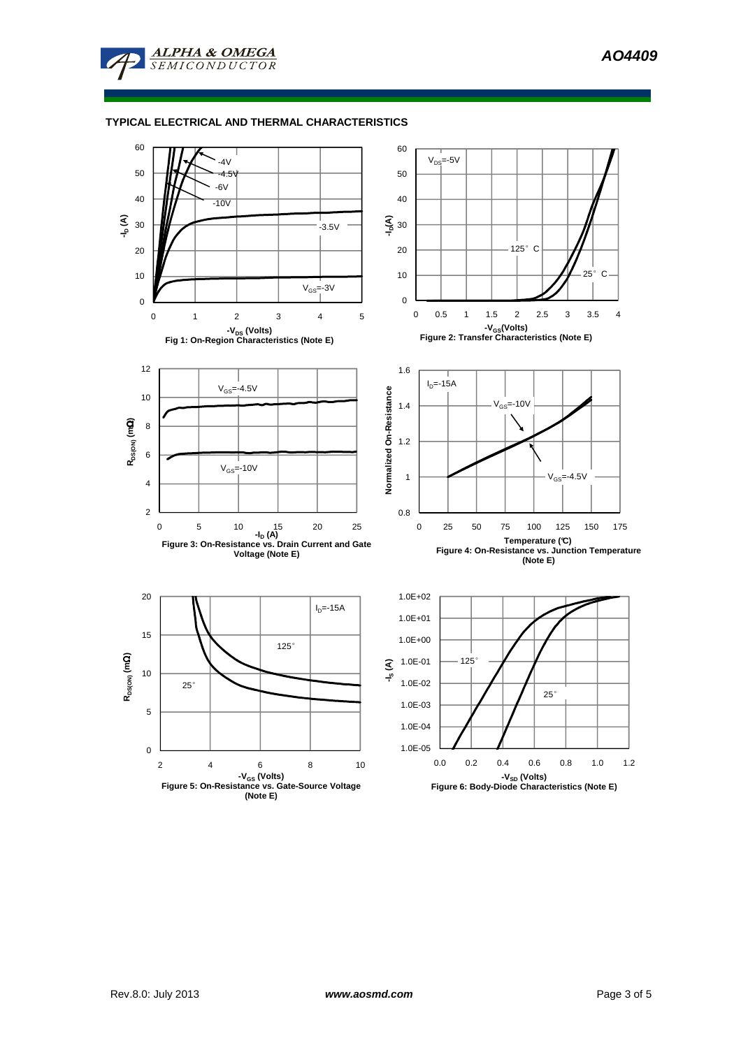## TYPICAL ELECTRICAL AND THERMAL CHARACTERISTICS

Fig 1: On-Region Characteristics (Note E)

Figure 2: Transfer Characteristics (Note E)

Figure 3: On-Resistance vs. Drain Current and Gate Voltage (Note E)

Figure 4: On-Resistance vs. Junction Temperature (Note E)

Figure 5: On-Resistance vs. Gate-Source Voltage (Note E)

Figure 6: Body-Diode Characteristics (Note E)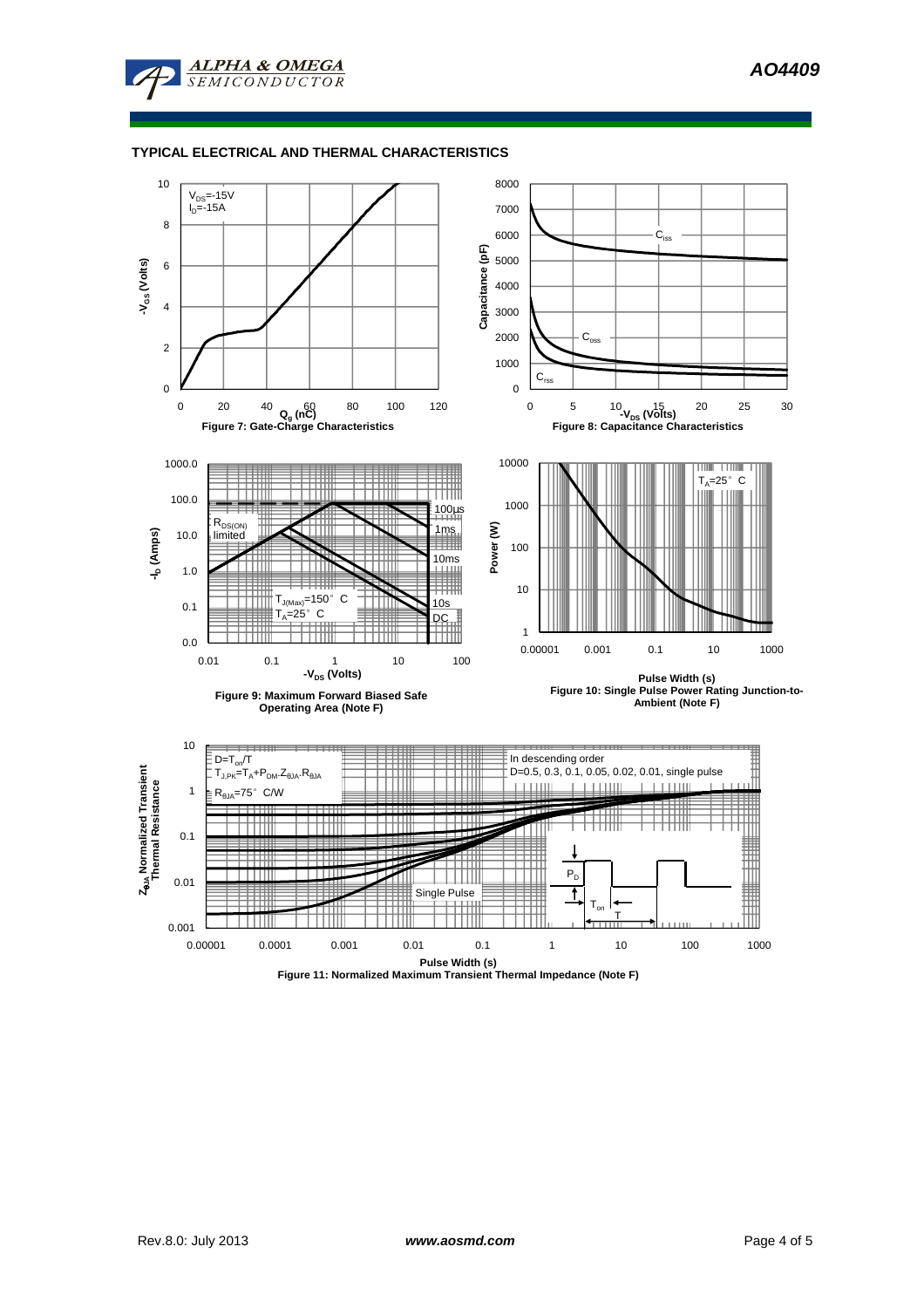## TYPICAL ELECTRICAL AND THERMAL CHARACTERISTICS

$V_{DS}$=-15V
$I_D$=-15A

$-V_{GS}$ (Volts)

$Q_g$ (nC)

**Figure 7: Gate-Charge Characteristics**

$C_{iss}$

$C_{oss}$

$C_{rss}$

Capacitance (pF)

$-V_{DS}$ (Volts)

**Figure 8: Capacitance Characteristics**

$R_{DS(ON)}$ limited

100µs

1ms

10ms

10s

DC

$T_{J(Max)}$=150° C
$T_A$=25° C

$-I_D$ (Amps)

$-V_{DS}$ (Volts)

**Figure 9: Maximum Forward Biased Safe Operating Area (Note F)**

$T_A$=25° C

Power (W)

Pulse Width (s)

**Figure 10: Single Pulse Power Rating Junction-to-Ambient (Note F)**

$D=T_{on}/T$
$T_{J,PK}=T_A+P_{DM}.Z_{\theta JA}.R_{\theta JA}$
$R_{\theta JA}$=75° C/W

In descending order
D=0.5, 0.3, 0.1, 0.05, 0.02, 0.01, single pulse

Single Pulse

$P_D$

$T_{on}$

T

$Z_{\theta JA}$ Normalized Transient Thermal Resistance

Pulse Width (s)

**Figure 11: Normalized Maximum Transient Thermal Impedance (Note F)**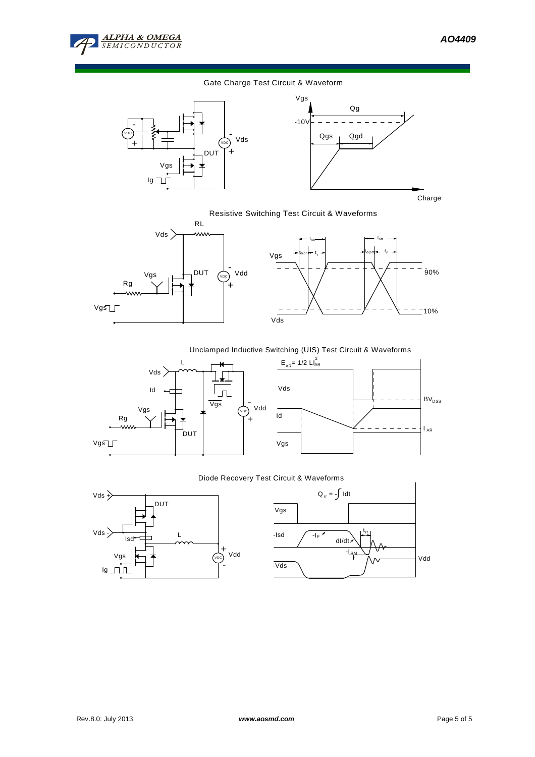## Gate Charge Test Circuit & Waveform

VDC
-
+
DUT
Vds
-
+
Vgs
Ig

Vgs
Qg
-10V
Qgs
Qgd
Charge

## Resistive Switching Test Circuit & Waveforms

RL
Vds
Vgs
Rg
DUT
Vdd
-
+
Vgs

$t_{on}$
$t_{d(on)}$
$t_r$
$t_{off}$
$t_{d(off)}$
$t_f$
Vgs
90%
10%
Vds

## Unclamped Inductive Switching (UIS) Test Circuit & Waveforms

L
Vds
Id
Vgs
Rg
Vgs
DUT
Vgs
Vdd
-
+

$E_{AR} = 1/2\ LI_{AR}^2$
Vds
Id
Vgs
$BV_{DSS}$
$I_{AR}$

## Diode Recovery Test Circuit & Waveforms

Vds +
DUT
Vds -
Isd
L
Vgs
Ig
+
Vdd
-

$Q_{rr} = -\int Idt$
Vgs
-Isd
$-I_F$
dI/dt
$t_{rr}$
$-I_{RM}$
-Vds
Vdd